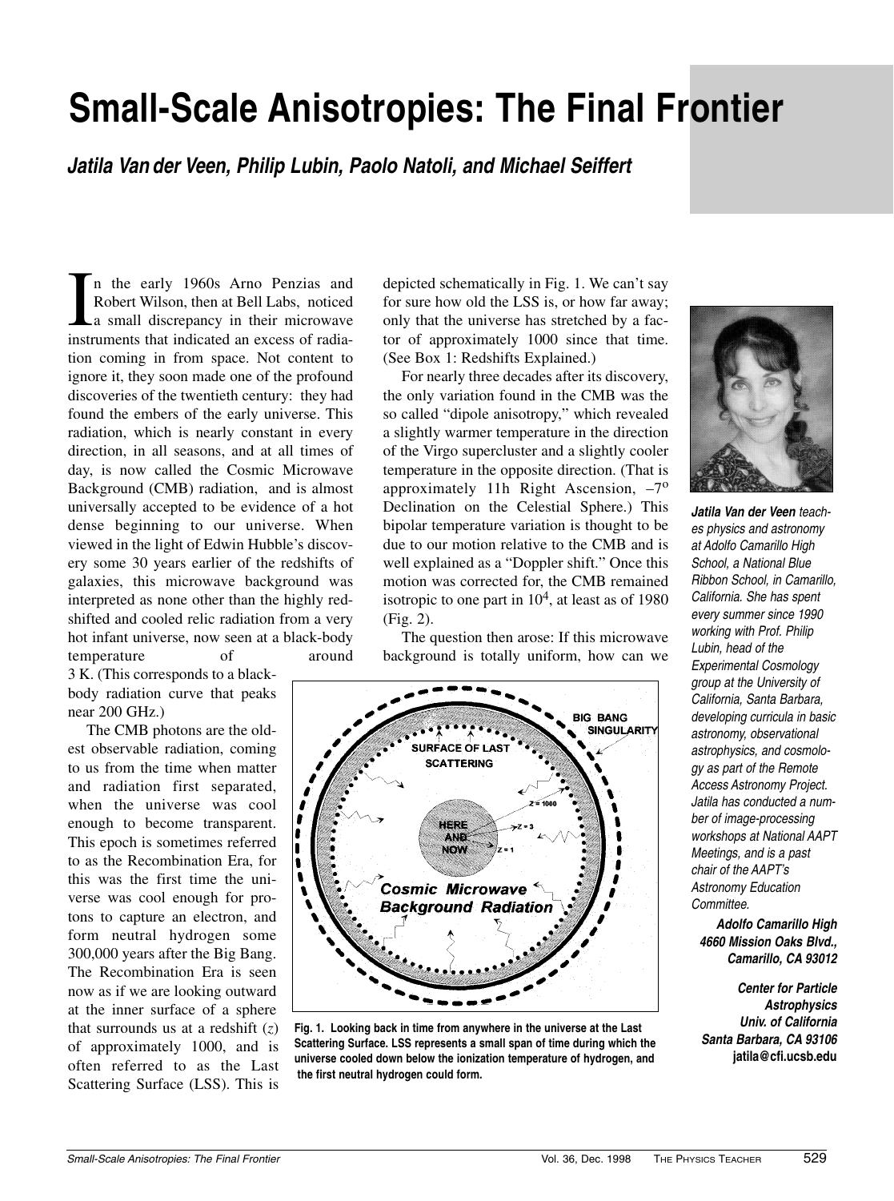# Small-Scale Anisotropies: The Final Frontier

***Jatila Van der Veen, Philip Lubin, Paolo Natoli, and Michael Seiffert***

In the early 1960s Arno Penzias and Robert Wilson, then at Bell Labs, noticed a small discrepancy in their microwave instruments that indicated an excess of radiation coming in from space. Not content to ignore it, they soon made one of the profound discoveries of the twentieth century: they had found the embers of the early universe. This radiation, which is nearly constant in every direction, in all seasons, and at all times of day, is now called the Cosmic Microwave Background (CMB) radiation, and is almost universally accepted to be evidence of a hot dense beginning to our universe. When viewed in the light of Edwin Hubble's discovery some 30 years earlier of the redshifts of galaxies, this microwave background was interpreted as none other than the highly redshifted and cooled relic radiation from a very hot infant universe, now seen at a black-body temperature of around 3 K. (This corresponds to a black-body radiation curve that peaks near 200 GHz.)

The CMB photons are the oldest observable radiation, coming to us from the time when matter and radiation first separated, when the universe was cool enough to become transparent. This epoch is sometimes referred to as the Recombination Era, for this was the first time the universe was cool enough for protons to capture an electron, and form neutral hydrogen some 300,000 years after the Big Bang. The Recombination Era is seen now as if we are looking outward at the inner surface of a sphere that surrounds us at a redshift ($z$) of approximately 1000, and is often referred to as the Last Scattering Surface (LSS). This is depicted schematically in Fig. 1. We can't say for sure how old the LSS is, or how far away; only that the universe has stretched by a factor of approximately 1000 since that time. (See Box 1: Redshifts Explained.)

For nearly three decades after its discovery, the only variation found in the CMB was the so called "dipole anisotropy," which revealed a slightly warmer temperature in the direction of the Virgo supercluster and a slightly cooler temperature in the opposite direction. (That is approximately 11h Right Ascension, $-7^{o}$ Declination on the Celestial Sphere.) This bipolar temperature variation is thought to be due to our motion relative to the CMB and is well explained as a "Doppler shift." Once this motion was corrected for, the CMB remained isotropic to one part in $10^4$, at least as of 1980 (Fig. 2).

The question then arose: If this microwave background is totally uniform, how can we

**Fig. 1. Looking back in time from anywhere in the universe at the Last Scattering Surface. LSS represents a small span of time during which the universe cooled down below the ionization temperature of hydrogen, and the first neutral hydrogen could form.**

***Jatila Van der Veen*** *teaches physics and astronomy at Adolfo Camarillo High School, a National Blue Ribbon School, in Camarillo, California. She has spent every summer since 1990 working with Prof. Philip Lubin, head of the Experimental Cosmology group at the University of California, Santa Barbara, developing curricula in basic astronomy, observational astrophysics, and cosmology as part of the Remote Access Astronomy Project. Jatila has conducted a number of image-processing workshops at National AAPT Meetings, and is a past chair of the AAPT's Astronomy Education Committee.*

**Adolfo Camarillo High**
**4660 Mission Oaks Blvd.,**
**Camarillo, CA 93012**

**Center for Particle Astrophysics**
**Univ. of California**
**Santa Barbara, CA 93106**
**jatila@cfi.ucsb.edu**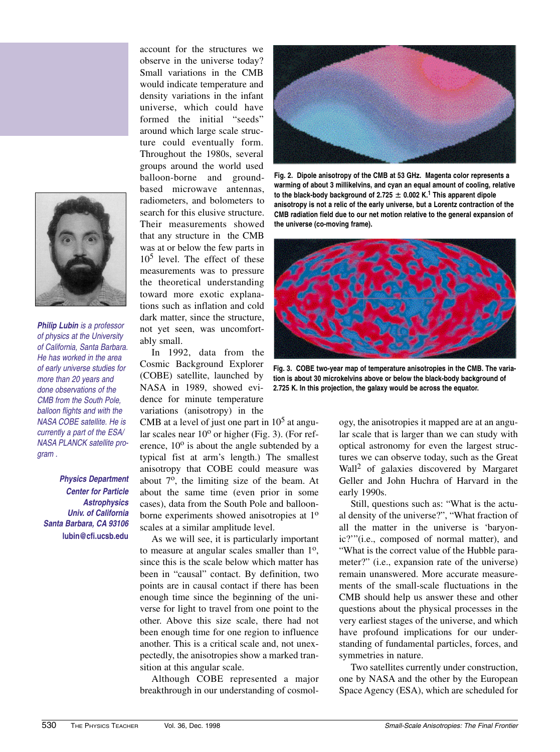account for the structures we observe in the universe today? Small variations in the CMB would indicate temperature and density variations in the infant universe, which could have formed the initial "seeds" around which large scale structure could eventually form. Throughout the 1980s, several groups around the world used balloon-borne and ground-based microwave antennas, radiometers, and bolometers to search for this elusive structure. Their measurements showed that any structure in the CMB was at or below the few parts in $10^5$ level. The effect of these measurements was to pressure the theoretical understanding toward more exotic explanations such as inflation and cold dark matter, since the structure, not yet seen, was uncomfortably small.

In 1992, data from the Cosmic Background Explorer (COBE) satellite, launched by NASA in 1989, showed evidence for minute temperature variations (anisotropy) in the CMB at a level of just one part in $10^5$ at angular scales near $10^o$ or higher (Fig. 3). (For reference, $10^o$ is about the angle subtended by a typical fist at arm's length.) The smallest anisotropy that COBE could measure was about $7^o$, the limiting size of the beam. At about the same time (even prior in some cases), data from the South Pole and balloon-borne experiments showed anisotropies at $1^o$ scales at a similar amplitude level.

As we will see, it is particularly important to measure at angular scales smaller than $1^o$, since this is the scale below which matter has been in "causal" contact. By definition, two points are in causal contact if there has been enough time since the beginning of the universe for light to travel from one point to the other. Above this size scale, there had not been enough time for one region to influence another. This is a critical scale and, not unexpectedly, the anisotropies show a marked transition at this angular scale.

Although COBE represented a major breakthrough in our understanding of cosmology, the anisotropies it mapped are at an angular scale that is larger than we can study with optical astronomy for even the largest structures we can observe today, such as the Great Wall[2] of galaxies discovered by Margaret Geller and John Huchra of Harvard in the early 1990s.

Still, questions such as: "What is the actual density of the universe?", "What fraction of all the matter in the universe is 'baryonic?'"(i.e., composed of normal matter), and "What is the correct value of the Hubble parameter?" (i.e., expansion rate of the universe) remain unanswered. More accurate measurements of the small-scale fluctuations in the CMB should help us answer these and other questions about the physical processes in the very earliest stages of the universe, and which have profound implications for our understanding of fundamental particles, forces, and symmetries in nature.

Two satellites currently under construction, one by NASA and the other by the European Space Agency (ESA), which are scheduled for

**Fig. 2. Dipole anisotropy of the CMB at 53 GHz. Magenta color represents a warming of about 3 millikelvins, and cyan an equal amount of cooling, relative to the black-body background of 2.725 ± 0.002 K.[1] This apparent dipole anisotropy is not a relic of the early universe, but a Lorentz contraction of the CMB radiation field due to our net motion relative to the general expansion of the universe (co-moving frame).**

**Fig. 3. COBE two-year map of temperature anisotropies in the CMB. The variation is about 30 microkelvins above or below the black-body background of 2.725 K. In this projection, the galaxy would be across the equator.**

*Philip Lubin is a professor of physics at the University of California, Santa Barbara. He has worked in the area of early universe studies for more than 20 years and done observations of the CMB from the South Pole, balloon flights and with the NASA COBE satellite. He is currently a part of the ESA/NASA PLANCK satellite program .*

**Physics Department**
**Center for Particle Astrophysics**
**Univ. of California**
**Santa Barbara, CA 93106**
**lubin@cfi.ucsb.edu**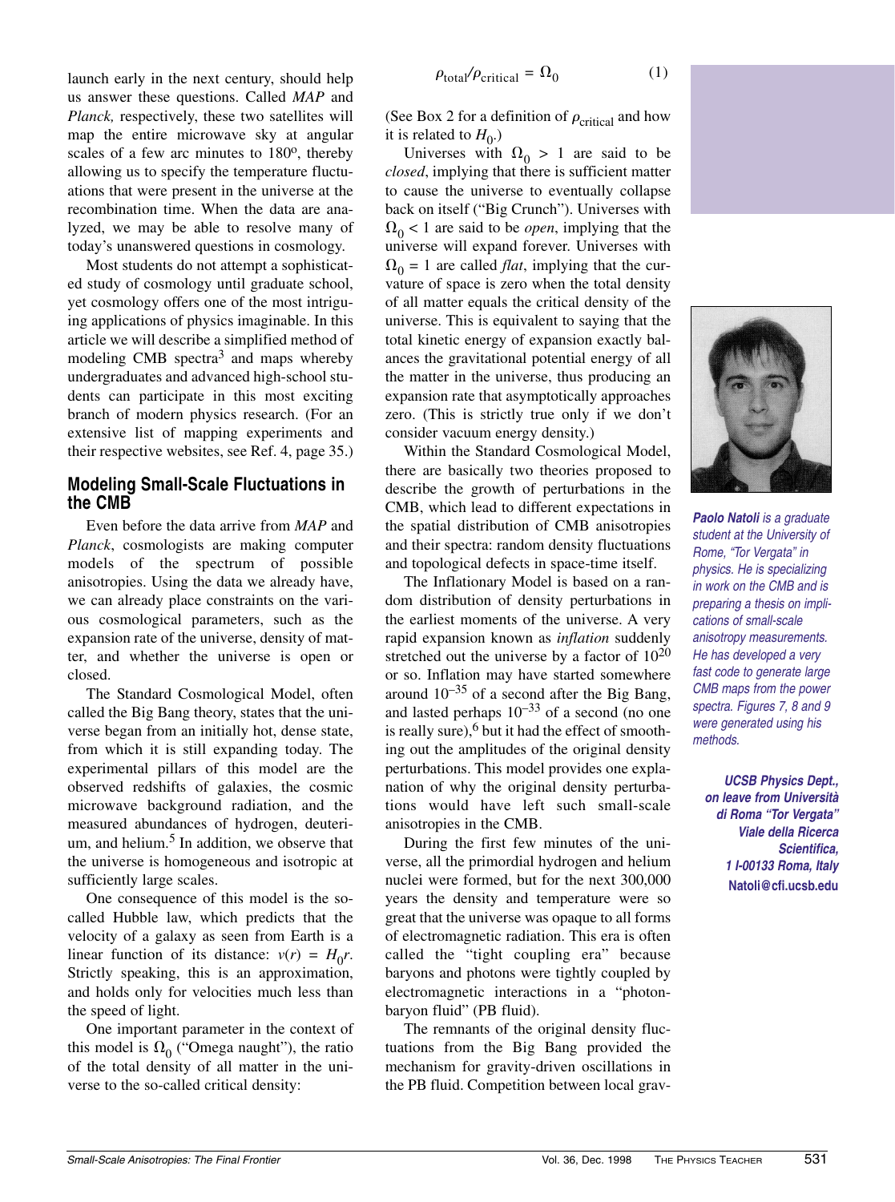launch early in the next century, should help us answer these questions. Called *MAP* and *Planck,* respectively, these two satellites will map the entire microwave sky at angular scales of a few arc minutes to 180º, thereby allowing us to specify the temperature fluctuations that were present in the universe at the recombination time. When the data are analyzed, we may be able to resolve many of today's unanswered questions in cosmology.

Most students do not attempt a sophisticated study of cosmology until graduate school, yet cosmology offers one of the most intriguing applications of physics imaginable. In this article we will describe a simplified method of modeling CMB spectra[3] and maps whereby undergraduates and advanced high-school students can participate in this most exciting branch of modern physics research. (For an extensive list of mapping experiments and their respective websites, see Ref. 4, page 35.)

## Modeling Small-Scale Fluctuations in the CMB

Even before the data arrive from *MAP* and *Planck*, cosmologists are making computer models of the spectrum of possible anisotropies. Using the data we already have, we can already place constraints on the various cosmological parameters, such as the expansion rate of the universe, density of matter, and whether the universe is open or closed.

The Standard Cosmological Model, often called the Big Bang theory, states that the universe began from an initially hot, dense state, from which it is still expanding today. The experimental pillars of this model are the observed redshifts of galaxies, the cosmic microwave background radiation, and the measured abundances of hydrogen, deuterium, and helium.[5] In addition, we observe that the universe is homogeneous and isotropic at sufficiently large scales.

One consequence of this model is the so-called Hubble law, which predicts that the velocity of a galaxy as seen from Earth is a linear function of its distance: $v(r) = H_0 r$. Strictly speaking, this is an approximation, and holds only for velocities much less than the speed of light.

One important parameter in the context of this model is $\Omega_0$ ("Omega naught"), the ratio of the total density of all matter in the universe to the so-called critical density:

$$\rho_{\text{total}}/\rho_{\text{critical}} = \Omega_0 \qquad (1)$$

(See Box 2 for a definition of $\rho_{\text{critical}}$ and how it is related to $H_0$.)

Universes with $\Omega_0 > 1$ are said to be *closed*, implying that there is sufficient matter to cause the universe to eventually collapse back on itself ("Big Crunch"). Universes with $\Omega_0 < 1$ are said to be *open*, implying that the universe will expand forever. Universes with $\Omega_0 = 1$ are called *flat*, implying that the curvature of space is zero when the total density of all matter equals the critical density of the universe. This is equivalent to saying that the total kinetic energy of expansion exactly balances the gravitational potential energy of all the matter in the universe, thus producing an expansion rate that asymptotically approaches zero. (This is strictly true only if we don't consider vacuum energy density.)

Within the Standard Cosmological Model, there are basically two theories proposed to describe the growth of perturbations in the CMB, which lead to different expectations in the spatial distribution of CMB anisotropies and their spectra: random density fluctuations and topological defects in space-time itself.

The Inflationary Model is based on a random distribution of density perturbations in the earliest moments of the universe. A very rapid expansion known as *inflation* suddenly stretched out the universe by a factor of $10^{20}$ or so. Inflation may have started somewhere around $10^{-35}$ of a second after the Big Bang, and lasted perhaps $10^{-33}$ of a second (no one is really sure),[6] but it had the effect of smoothing out the amplitudes of the original density perturbations. This model provides one explanation of why the original density perturbations would have left such small-scale anisotropies in the CMB.

During the first few minutes of the universe, all the primordial hydrogen and helium nuclei were formed, but for the next 300,000 years the density and temperature were so great that the universe was opaque to all forms of electromagnetic radiation. This era is often called the "tight coupling era" because baryons and photons were tightly coupled by electromagnetic interactions in a "photon-baryon fluid" (PB fluid).

The remnants of the original density fluctuations from the Big Bang provided the mechanism for gravity-driven oscillations in the PB fluid. Competition between local grav-

***Paolo Natoli*** *is a graduate student at the University of Rome, "Tor Vergata" in physics. He is specializing in work on the CMB and is preparing a thesis on implications of small-scale anisotropy measurements. He has developed a very fast code to generate large CMB maps from the power spectra. Figures 7, 8 and 9 were generated using his methods.*

***UCSB Physics Dept., on leave from Università di Roma "Tor Vergata" Viale della Ricerca Scientifica, 1 I-00133 Roma, Italy***
**Natoli@cfi.ucsb.edu**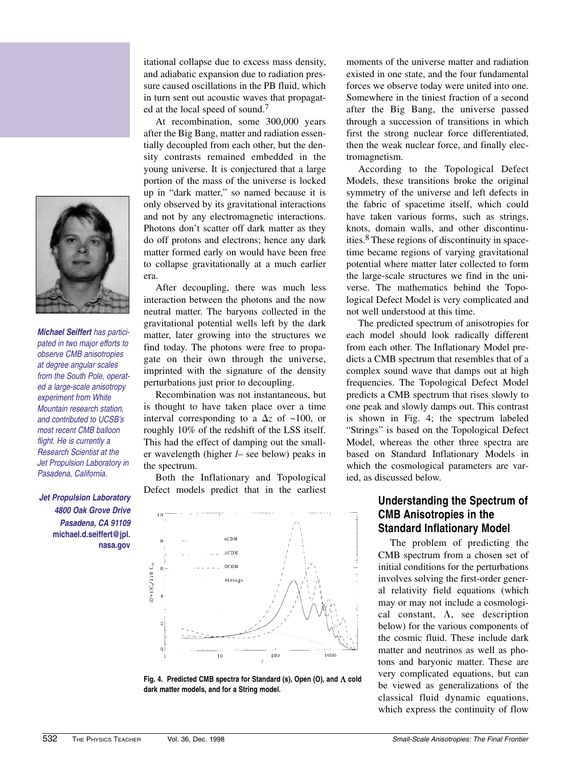itational collapse due to excess mass density, and adiabatic expansion due to radiation pressure caused oscillations in the PB fluid, which in turn sent out acoustic waves that propagated at the local speed of sound.[7]

At recombination, some 300,000 years after the Big Bang, matter and radiation essentially decoupled from each other, but the density contrasts remained embedded in the young universe. It is conjectured that a large portion of the mass of the universe is locked up in "dark matter," so named because it is only observed by its gravitational interactions and not by any electromagnetic interactions. Photons don't scatter off dark matter as they do off protons and electrons; hence any dark matter formed early on would have been free to collapse gravitationally at a much earlier era.

After decoupling, there was much less interaction between the photons and the now neutral matter. The baryons collected in the gravitational potential wells left by the dark matter, later growing into the structures we find today. The photons were free to propagate on their own through the universe, imprinted with the signature of the density perturbations just prior to decoupling.

Recombination was not instantaneous, but is thought to have taken place over a time interval corresponding to a $\Delta z$ of ~100, or roughly 10% of the redshift of the LSS itself. This had the effect of damping out the smaller wavelength (higher $l$– see below) peaks in the spectrum.

Both the Inflationary and Topological Defect models predict that in the earliest moments of the universe matter and radiation existed in one state, and the four fundamental forces we observe today were united into one. Somewhere in the tiniest fraction of a second after the Big Bang, the universe passed through a succession of transitions in which first the strong nuclear force differentiated, then the weak nuclear force, and finally electromagnetism.

According to the Topological Defect Models, these transitions broke the original symmetry of the universe and left defects in the fabric of spacetime itself, which could have taken various forms, such as strings, knots, domain walls, and other discontinuities.[8] These regions of discontinuity in spacetime became regions of varying gravitational potential where matter later collected to form the large-scale structures we find in the universe. The mathematics behind the Topological Defect Model is very complicated and not well understood at this time.

The predicted spectrum of anisotropies for each model should look radically different from each other. The Inflationary Model predicts a CMB spectrum that resembles that of a complex sound wave that damps out at high frequencies. The Topological Defect Model predicts a CMB spectrum that rises slowly to one peak and slowly damps out. This contrast is shown in Fig. 4; the spectrum labeled "Strings" is based on the Topological Defect Model, whereas the other three spectra are based on Standard Inflationary Models in which the cosmological parameters are varied, as discussed below.

**Fig. 4. Predicted CMB spectra for Standard (s), Open (O), and $\Lambda$ cold dark matter models, and for a String model.**

*Michael Seiffert has participated in two major efforts to observe CMB anisotropies at degree angular scales from the South Pole, operated a large-scale anisotropy experiment from White Mountain research station, and contributed to UCSB's most recent CMB balloon flight. He is currently a Research Scientist at the Jet Propulsion Laboratory in Pasadena, California.*

***Jet Propulsion Laboratory***
***4800 Oak Grove Drive***
***Pasadena, CA 91109***
**michael.d.seiffert@jpl.nasa.gov**

## Understanding the Spectrum of CMB Anisotropies in the Standard Inflationary Model

The problem of predicting the CMB spectrum from a chosen set of initial conditions for the perturbations involves solving the first-order general relativity field equations (which may or may not include a cosmological constant, $\Lambda$, see description below) for the various components of the cosmic fluid. These include dark matter and neutrinos as well as photons and baryonic matter. These are very complicated equations, but can be viewed as generalizations of the classical fluid dynamic equations, which express the continuity of flow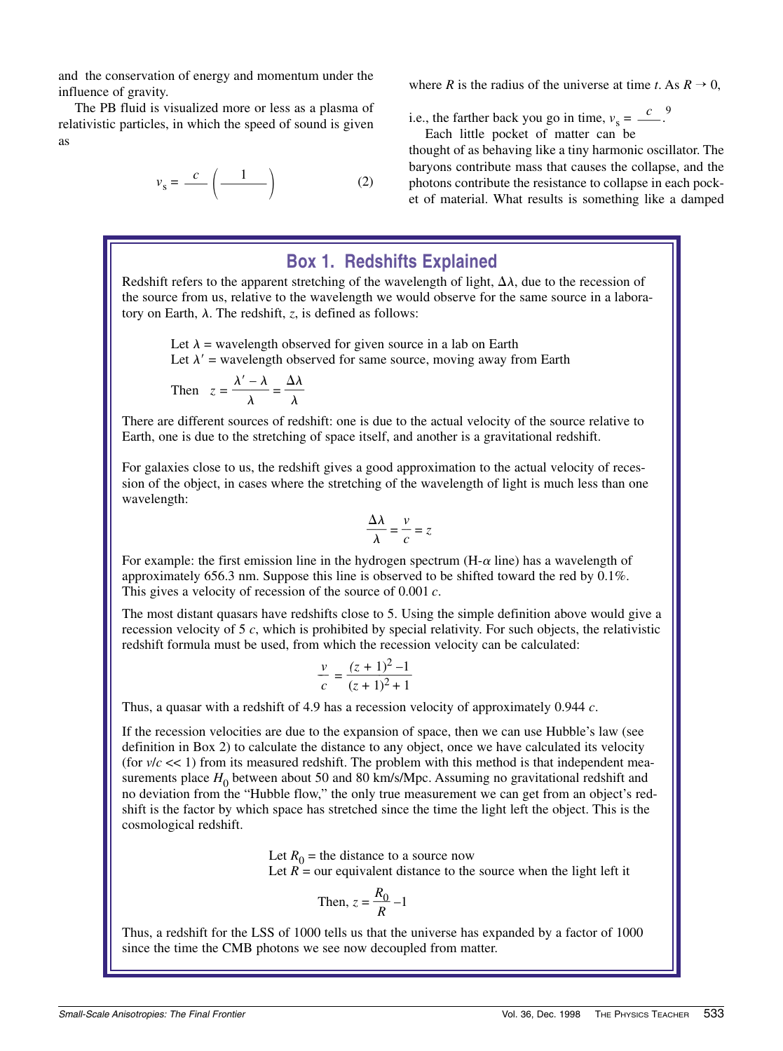and the conservation of energy and momentum under the influence of gravity.

The PB fluid is visualized more or less as a plasma of relativistic particles, in which the speed of sound is given as

$$v_s = \frac{c}{\phantom{x}}\left(\frac{1}{\phantom{xxx}}\right) \qquad (2)$$

where $R$ is the radius of the universe at time $t$. As $R \to 0$,

i.e., the farther back you go in time, $v_s = \frac{c}{\phantom{x}}$.[9]

Each little pocket of matter can be thought of as behaving like a tiny harmonic oscillator. The baryons contribute mass that causes the collapse, and the photons contribute the resistance to collapse in each pocket of material. What results is something like a damped

## Box 1. Redshifts Explained

Redshift refers to the apparent stretching of the wavelength of light, $\Delta\lambda$, due to the recession of the source from us, relative to the wavelength we would observe for the same source in a laboratory on Earth, $\lambda$. The redshift, $z$, is defined as follows:

Let $\lambda$ = wavelength observed for given source in a lab on Earth
Let $\lambda'$ = wavelength observed for same source, moving away from Earth

Then $z = \dfrac{\lambda' - \lambda}{\lambda} = \dfrac{\Delta\lambda}{\lambda}$

There are different sources of redshift: one is due to the actual velocity of the source relative to Earth, one is due to the stretching of space itself, and another is a gravitational redshift.

For galaxies close to us, the redshift gives a good approximation to the actual velocity of recession of the object, in cases where the stretching of the wavelength of light is much less than one wavelength:

$$\frac{\Delta\lambda}{\lambda} = \frac{v}{c} = z$$

For example: the first emission line in the hydrogen spectrum (H-$\alpha$ line) has a wavelength of approximately 656.3 nm. Suppose this line is observed to be shifted toward the red by 0.1%. This gives a velocity of recession of the source of 0.001 $c$.

The most distant quasars have redshifts close to 5. Using the simple definition above would give a recession velocity of 5 $c$, which is prohibited by special relativity. For such objects, the relativistic redshift formula must be used, from which the recession velocity can be calculated:

$$\frac{v}{c} = \frac{(z+1)^2 - 1}{(z+1)^2 + 1}$$

Thus, a quasar with a redshift of 4.9 has a recession velocity of approximately 0.944 $c$.

If the recession velocities are due to the expansion of space, then we can use Hubble's law (see definition in Box 2) to calculate the distance to any object, once we have calculated its velocity (for $v/c \ll 1$) from its measured redshift. The problem with this method is that independent measurements place $H_0$ between about 50 and 80 km/s/Mpc. Assuming no gravitational redshift and no deviation from the "Hubble flow," the only true measurement we can get from an object's redshift is the factor by which space has stretched since the time the light left the object. This is the cosmological redshift.

Let $R_0$ = the distance to a source now
Let $R$ = our equivalent distance to the source when the light left it

Then, $z = \dfrac{R_0}{R} - 1$

Thus, a redshift for the LSS of 1000 tells us that the universe has expanded by a factor of 1000 since the time the CMB photons we see now decoupled from matter.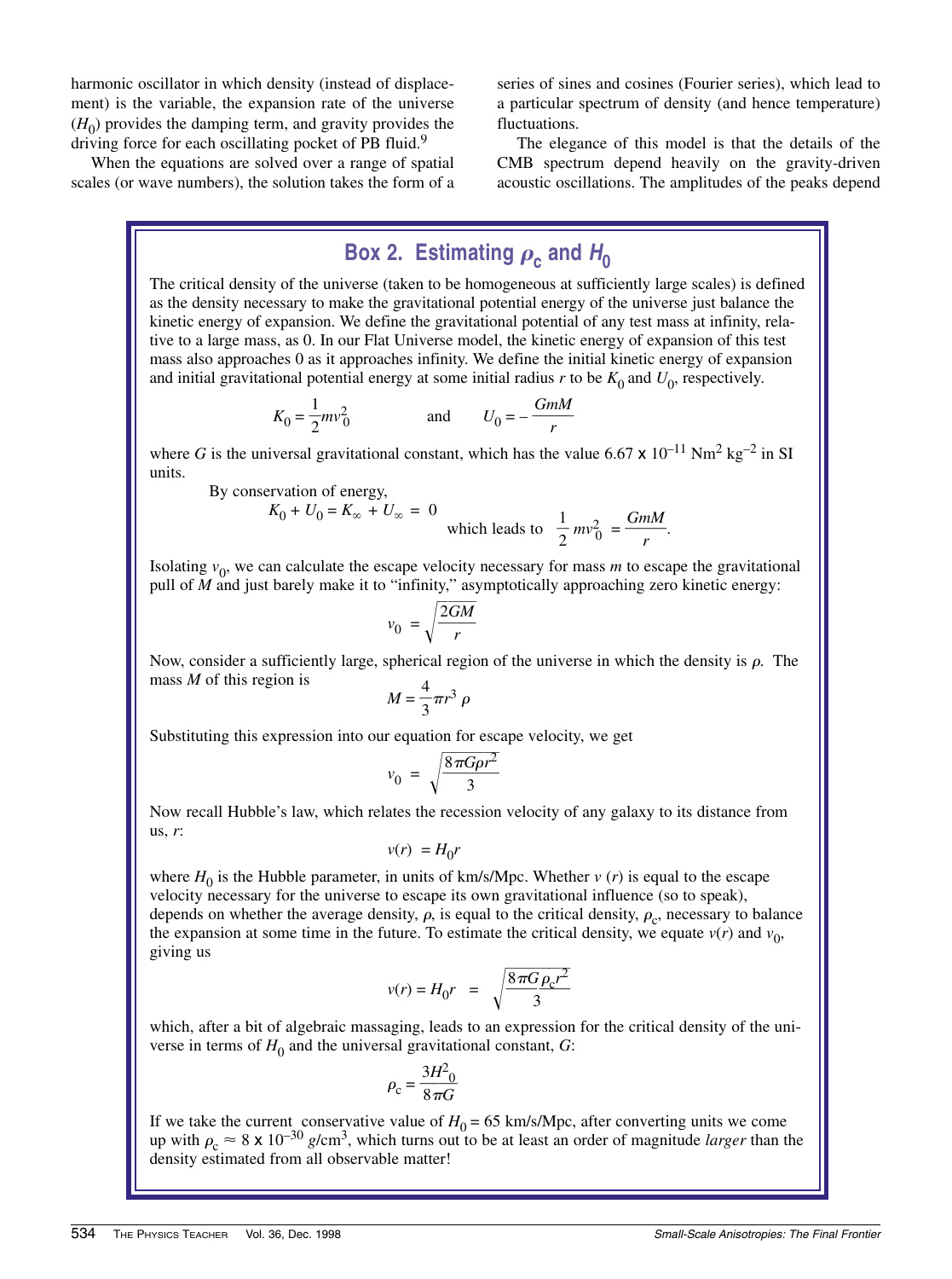harmonic oscillator in which density (instead of displacement) is the variable, the expansion rate of the universe ($H_0$) provides the damping term, and gravity provides the driving force for each oscillating pocket of PB fluid.[9]

When the equations are solved over a range of spatial scales (or wave numbers), the solution takes the form of a series of sines and cosines (Fourier series), which lead to a particular spectrum of density (and hence temperature) fluctuations.

The elegance of this model is that the details of the CMB spectrum depend heavily on the gravity-driven acoustic oscillations. The amplitudes of the peaks depend

## Box 2. Estimating $\rho_c$ and $H_0$

The critical density of the universe (taken to be homogeneous at sufficiently large scales) is defined as the density necessary to make the gravitational potential energy of the universe just balance the kinetic energy of expansion. We define the gravitational potential of any test mass at infinity, relative to a large mass, as 0. In our Flat Universe model, the kinetic energy of expansion of this test mass also approaches 0 as it approaches infinity. We define the initial kinetic energy of expansion and initial gravitational potential energy at some initial radius $r$ to be $K_0$ and $U_0$, respectively.

$$K_0 = \frac{1}{2}mv_0^2 \qquad \text{and} \qquad U_0 = -\frac{GmM}{r}$$

where $G$ is the universal gravitational constant, which has the value $6.67 \times 10^{-11}$ Nm$^2$ kg$^{-2}$ in SI units.

By conservation of energy,

$$K_0 + U_0 = K_\infty + U_\infty = 0 \qquad \text{which leads to} \quad \frac{1}{2}mv_0^2 = \frac{GmM}{r}.$$

Isolating $v_0$, we can calculate the escape velocity necessary for mass $m$ to escape the gravitational pull of $M$ and just barely make it to "infinity," asymptotically approaching zero kinetic energy:

$$v_0 = \sqrt{\frac{2GM}{r}}$$

Now, consider a sufficiently large, spherical region of the universe in which the density is $\rho$. The mass $M$ of this region is

$$M = \frac{4}{3}\pi r^3 \rho$$

Substituting this expression into our equation for escape velocity, we get

$$v_0 = \sqrt{\frac{8\pi G\rho r^2}{3}}$$

Now recall Hubble's law, which relates the recession velocity of any galaxy to its distance from us, $r$:

$$v(r) = H_0 r$$

where $H_0$ is the Hubble parameter, in units of km/s/Mpc. Whether $v(r)$ is equal to the escape velocity necessary for the universe to escape its own gravitational influence (so to speak), depends on whether the average density, $\rho$, is equal to the critical density, $\rho_c$, necessary to balance the expansion at some time in the future. To estimate the critical density, we equate $v(r)$ and $v_0$, giving us

$$v(r) = H_0 r = \sqrt{\frac{8\pi G\rho_c r^2}{3}}$$

which, after a bit of algebraic massaging, leads to an expression for the critical density of the universe in terms of $H_0$ and the universal gravitational constant, $G$:

$$\rho_c = \frac{3H_0^2}{8\pi G}$$

If we take the current conservative value of $H_0 = 65$ km/s/Mpc, after converting units we come up with $\rho_c \approx 8 \times 10^{-30}$ g/cm$^3$, which turns out to be at least an order of magnitude *larger* than the density estimated from all observable matter!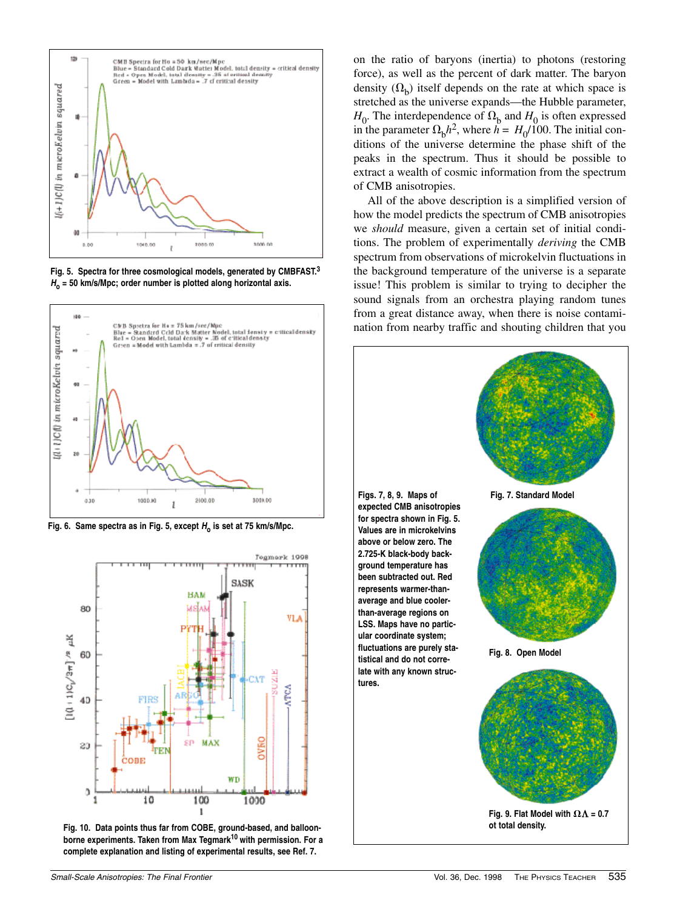Fig. 5. Spectra for three cosmological models, generated by CMBFAST.[3] $H_o$ = 50 km/s/Mpc; order number is plotted along horizontal axis.

Fig. 6. Same spectra as in Fig. 5, except $H_o$ is set at 75 km/s/Mpc.

Fig. 10. Data points thus far from COBE, ground-based, and balloon-borne experiments. Taken from Max Tegmark[10] with permission. For a complete explanation and listing of experimental results, see Ref. 7.

on the ratio of baryons (inertia) to photons (restoring force), as well as the percent of dark matter. The baryon density ($\Omega_b$) itself depends on the rate at which space is stretched as the universe expands—the Hubble parameter, $H_0$. The interdependence of $\Omega_b$ and $H_0$ is often expressed in the parameter $\Omega_b h^2$, where $h = H_0/100$. The initial conditions of the universe determine the phase shift of the peaks in the spectrum. Thus it should be possible to extract a wealth of cosmic information from the spectrum of CMB anisotropies.

All of the above description is a simplified version of how the model predicts the spectrum of CMB anisotropies we *should* measure, given a certain set of initial conditions. The problem of experimentally *deriving* the CMB spectrum from observations of microkelvin fluctuations in the background temperature of the universe is a separate issue! This problem is similar to trying to decipher the sound signals from an orchestra playing random tunes from a great distance away, when there is noise contamination from nearby traffic and shouting children that you

**Figs. 7, 8, 9. Maps of expected CMB anisotropies for spectra shown in Fig. 5. Values are in microkelvins above or below zero. The 2.725-K black-body background temperature has been subtracted out. Red represents warmer-than-average and blue cooler-than-average regions on LSS. Maps have no particular coordinate system; fluctuations are purely statistical and do not correlate with any known structures.**

Fig. 7. Standard Model

Fig. 8. Open Model

Fig. 9. Flat Model with $\Omega\Lambda$ = 0.7 of total density.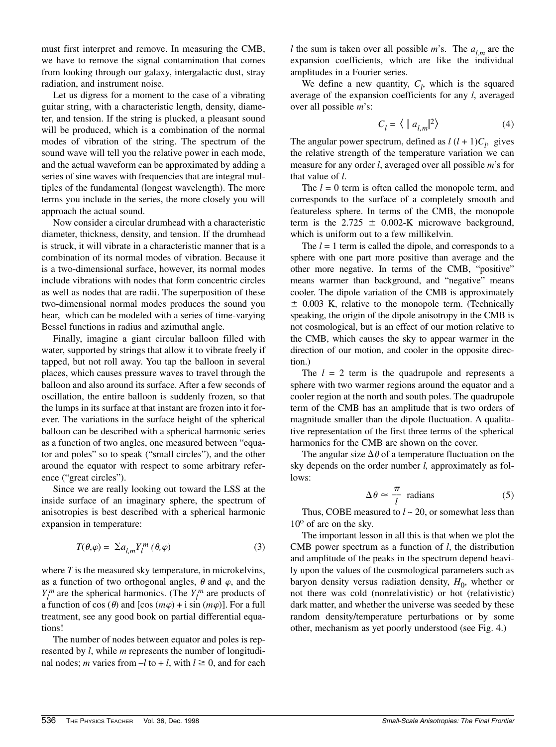must first interpret and remove. In measuring the CMB, we have to remove the signal contamination that comes from looking through our galaxy, intergalactic dust, stray radiation, and instrument noise.

Let us digress for a moment to the case of a vibrating guitar string, with a characteristic length, density, diameter, and tension. If the string is plucked, a pleasant sound will be produced, which is a combination of the normal modes of vibration of the string. The spectrum of the sound wave will tell you the relative power in each mode, and the actual waveform can be approximated by adding a series of sine waves with frequencies that are integral multiples of the fundamental (longest wavelength). The more terms you include in the series, the more closely you will approach the actual sound.

Now consider a circular drumhead with a characteristic diameter, thickness, density, and tension. If the drumhead is struck, it will vibrate in a characteristic manner that is a combination of its normal modes of vibration. Because it is a two-dimensional surface, however, its normal modes include vibrations with nodes that form concentric circles as well as nodes that are radii. The superposition of these two-dimensional normal modes produces the sound you hear, which can be modeled with a series of time-varying Bessel functions in radius and azimuthal angle.

Finally, imagine a giant circular balloon filled with water, supported by strings that allow it to vibrate freely if tapped, but not roll away. You tap the balloon in several places, which causes pressure waves to travel through the balloon and also around its surface. After a few seconds of oscillation, the entire balloon is suddenly frozen, so that the lumps in its surface at that instant are frozen into it forever. The variations in the surface height of the spherical balloon can be described with a spherical harmonic series as a function of two angles, one measured between "equator and poles" so to speak ("small circles"), and the other around the equator with respect to some arbitrary reference ("great circles").

Since we are really looking out toward the LSS at the inside surface of an imaginary sphere, the spectrum of anisotropies is best described with a spherical harmonic expansion in temperature:

$$T(\theta,\varphi) = \Sigma a_{l,m} Y_l^m (\theta,\varphi) \tag{3}$$

where $T$ is the measured sky temperature, in microkelvins, as a function of two orthogonal angles, $\theta$ and $\varphi$, and the $Y_l^m$ are the spherical harmonics. (The $Y_l^m$ are products of a function of $\cos(\theta)$ and $[\cos(m\varphi) + i\sin(m\varphi)]$. For a full treatment, see any good book on partial differential equations!

The number of nodes between equator and poles is represented by $l$, while $m$ represents the number of longitudinal nodes; $m$ varies from $-l$ to $+l$, with $l \geq 0$, and for each $l$ the sum is taken over all possible $m$'s. The $a_{l,m}$ are the expansion coefficients, which are like the individual amplitudes in a Fourier series.

We define a new quantity, $C_l$, which is the squared average of the expansion coefficients for any $l$, averaged over all possible $m$'s:

$$C_l = \langle \mid a_{l,m} \mid^2 \rangle \tag{4}$$

The angular power spectrum, defined as $l(l+1)C_l$, gives the relative strength of the temperature variation we can measure for any order $l$, averaged over all possible $m$'s for that value of $l$.

The $l = 0$ term is often called the monopole term, and corresponds to the surface of a completely smooth and featureless sphere. In terms of the CMB, the monopole term is the $2.725 \pm 0.002$-K microwave background, which is uniform out to a few millikelvin.

The $l = 1$ term is called the dipole, and corresponds to a sphere with one part more positive than average and the other more negative. In terms of the CMB, "positive" means warmer than background, and "negative" means cooler. The dipole variation of the CMB is approximately $\pm$ 0.003 K, relative to the monopole term. (Technically speaking, the origin of the dipole anisotropy in the CMB is not cosmological, but is an effect of our motion relative to the CMB, which causes the sky to appear warmer in the direction of our motion, and cooler in the opposite direction.)

The $l = 2$ term is the quadrupole and represents a sphere with two warmer regions around the equator and a cooler region at the north and south poles. The quadrupole term of the CMB has an amplitude that is two orders of magnitude smaller than the dipole fluctuation. A qualitative representation of the first three terms of the spherical harmonics for the CMB are shown on the cover.

The angular size $\Delta\theta$ of a temperature fluctuation on the sky depends on the order number $l$, approximately as follows:

$$\Delta\theta \approx \frac{\pi}{l} \text{ radians} \tag{5}$$

Thus, COBE measured to $l \sim 20$, or somewhat less than $10^{\circ}$ of arc on the sky.

The important lesson in all this is that when we plot the CMB power spectrum as a function of $l$, the distribution and amplitude of the peaks in the spectrum depend heavily upon the values of the cosmological parameters such as baryon density versus radiation density, $H_0$, whether or not there was cold (nonrelativistic) or hot (relativistic) dark matter, and whether the universe was seeded by these random density/temperature perturbations or by some other, mechanism as yet poorly understood (see Fig. 4.)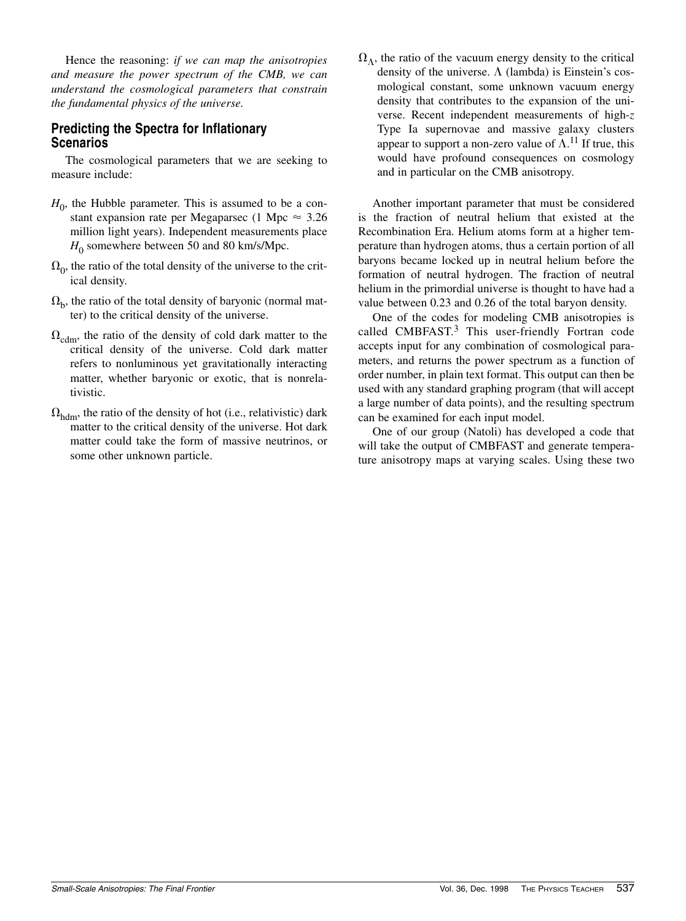Hence the reasoning: *if we can map the anisotropies and measure the power spectrum of the CMB, we can understand the cosmological parameters that constrain the fundamental physics of the universe.*

## Predicting the Spectra for Inflationary Scenarios

The cosmological parameters that we are seeking to measure include:

$H_0$, the Hubble parameter. This is assumed to be a constant expansion rate per Megaparsec (1 Mpc $\approx$ 3.26 million light years). Independent measurements place $H_0$ somewhere between 50 and 80 km/s/Mpc.

$\Omega_0$, the ratio of the total density of the universe to the critical density.

$\Omega_b$, the ratio of the total density of baryonic (normal matter) to the critical density of the universe.

$\Omega_{cdm}$, the ratio of the density of cold dark matter to the critical density of the universe. Cold dark matter refers to nonluminous yet gravitationally interacting matter, whether baryonic or exotic, that is nonrelativistic.

$\Omega_{hdm}$, the ratio of the density of hot (i.e., relativistic) dark matter to the critical density of the universe. Hot dark matter could take the form of massive neutrinos, or some other unknown particle.

$\Omega_\Lambda$, the ratio of the vacuum energy density to the critical density of the universe. $\Lambda$ (lambda) is Einstein's cosmological constant, some unknown vacuum energy density that contributes to the expansion of the universe. Recent independent measurements of high-$z$ Type Ia supernovae and massive galaxy clusters appear to support a non-zero value of $\Lambda$.[11] If true, this would have profound consequences on cosmology and in particular on the CMB anisotropy.

Another important parameter that must be considered is the fraction of neutral helium that existed at the Recombination Era. Helium atoms form at a higher temperature than hydrogen atoms, thus a certain portion of all baryons became locked up in neutral helium before the formation of neutral hydrogen. The fraction of neutral helium in the primordial universe is thought to have had a value between 0.23 and 0.26 of the total baryon density.

One of the codes for modeling CMB anisotropies is called CMBFAST.[3] This user-friendly Fortran code accepts input for any combination of cosmological parameters, and returns the power spectrum as a function of order number, in plain text format. This output can then be used with any standard graphing program (that will accept a large number of data points), and the resulting spectrum can be examined for each input model.

One of our group (Natoli) has developed a code that will take the output of CMBFAST and generate temperature anisotropy maps at varying scales. Using these two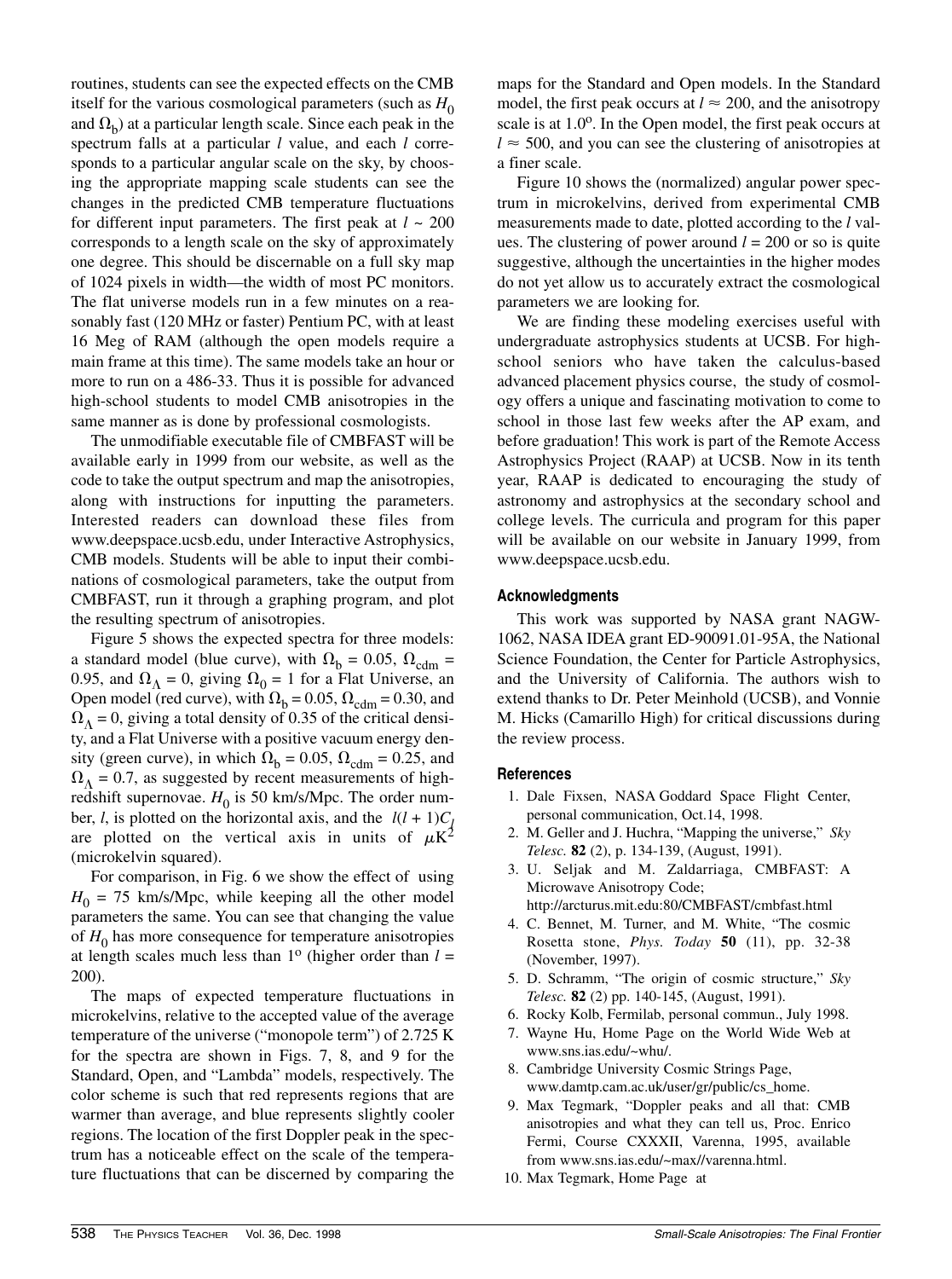routines, students can see the expected effects on the CMB itself for the various cosmological parameters (such as $H_0$ and $\Omega_b$) at a particular length scale. Since each peak in the spectrum falls at a particular $l$ value, and each $l$ corresponds to a particular angular scale on the sky, by choosing the appropriate mapping scale students can see the changes in the predicted CMB temperature fluctuations for different input parameters. The first peak at $l \sim 200$ corresponds to a length scale on the sky of approximately one degree. This should be discernable on a full sky map of 1024 pixels in width—the width of most PC monitors. The flat universe models run in a few minutes on a reasonably fast (120 MHz or faster) Pentium PC, with at least 16 Meg of RAM (although the open models require a main frame at this time). The same models take an hour or more to run on a 486-33. Thus it is possible for advanced high-school students to model CMB anisotropies in the same manner as is done by professional cosmologists.

The unmodifiable executable file of CMBFAST will be available early in 1999 from our website, as well as the code to take the output spectrum and map the anisotropies, along with instructions for inputting the parameters. Interested readers can download these files from www.deepspace.ucsb.edu, under Interactive Astrophysics, CMB models. Students will be able to input their combinations of cosmological parameters, take the output from CMBFAST, run it through a graphing program, and plot the resulting spectrum of anisotropies.

Figure 5 shows the expected spectra for three models: a standard model (blue curve), with $\Omega_b = 0.05$, $\Omega_{cdm} = 0.95$, and $\Omega_\Lambda = 0$, giving $\Omega_0 = 1$ for a Flat Universe, an Open model (red curve), with $\Omega_b = 0.05$, $\Omega_{cdm} = 0.30$, and $\Omega_\Lambda = 0$, giving a total density of 0.35 of the critical density, and a Flat Universe with a positive vacuum energy density (green curve), in which $\Omega_b = 0.05$, $\Omega_{cdm} = 0.25$, and $\Omega_\Lambda = 0.7$, as suggested by recent measurements of high-redshift supernovae. $H_0$ is 50 km/s/Mpc. The order number, $l$, is plotted on the horizontal axis, and the $l(l+1)C_l$ are plotted on the vertical axis in units of $\mu K^2$ (microkelvin squared).

For comparison, in Fig. 6 we show the effect of using $H_0 = 75$ km/s/Mpc, while keeping all the other model parameters the same. You can see that changing the value of $H_0$ has more consequence for temperature anisotropies at length scales much less than 1º (higher order than $l = 200$).

The maps of expected temperature fluctuations in microkelvins, relative to the accepted value of the average temperature of the universe ("monopole term") of 2.725 K for the spectra are shown in Figs. 7, 8, and 9 for the Standard, Open, and "Lambda" models, respectively. The color scheme is such that red represents regions that are warmer than average, and blue represents slightly cooler regions. The location of the first Doppler peak in the spectrum has a noticeable effect on the scale of the temperature fluctuations that can be discerned by comparing the maps for the Standard and Open models. In the Standard model, the first peak occurs at $l \approx 200$, and the anisotropy scale is at 1.0º. In the Open model, the first peak occurs at $l \approx 500$, and you can see the clustering of anisotropies at a finer scale.

Figure 10 shows the (normalized) angular power spectrum in microkelvins, derived from experimental CMB measurements made to date, plotted according to the $l$ values. The clustering of power around $l = 200$ or so is quite suggestive, although the uncertainties in the higher modes do not yet allow us to accurately extract the cosmological parameters we are looking for.

We are finding these modeling exercises useful with undergraduate astrophysics students at UCSB. For high-school seniors who have taken the calculus-based advanced placement physics course, the study of cosmology offers a unique and fascinating motivation to come to school in those last few weeks after the AP exam, and before graduation! This work is part of the Remote Access Astrophysics Project (RAAP) at UCSB. Now in its tenth year, RAAP is dedicated to encouraging the study of astronomy and astrophysics at the secondary school and college levels. The curricula and program for this paper will be available on our website in January 1999, from www.deepspace.ucsb.edu.

## Acknowledgments

This work was supported by NASA grant NAGW-1062, NASA IDEA grant ED-90091.01-95A, the National Science Foundation, the Center for Particle Astrophysics, and the University of California. The authors wish to extend thanks to Dr. Peter Meinhold (UCSB), and Vonnie M. Hicks (Camarillo High) for critical discussions during the review process.

## References

1. Dale Fixsen, NASA Goddard Space Flight Center, personal communication, Oct.14, 1998.
2. M. Geller and J. Huchra, "Mapping the universe," *Sky Telesc.* **82** (2), p. 134-139, (August, 1991).
3. U. Seljak and M. Zaldarriaga, CMBFAST: A Microwave Anisotropy Code; http://arcturus.mit.edu:80/CMBFAST/cmbfast.html
4. C. Bennet, M. Turner, and M. White, "The cosmic Rosetta stone, *Phys. Today* **50** (11), pp. 32-38 (November, 1997).
5. D. Schramm, "The origin of cosmic structure," *Sky Telesc.* **82** (2) pp. 140-145, (August, 1991).
6. Rocky Kolb, Fermilab, personal commun., July 1998.
7. Wayne Hu, Home Page on the World Wide Web at www.sns.ias.edu/~whu/.
8. Cambridge University Cosmic Strings Page, www.damtp.cam.ac.uk/user/gr/public/cs_home.
9. Max Tegmark, "Doppler peaks and all that: CMB anisotropies and what they can tell us, Proc. Enrico Fermi, Course CXXXII, Varenna, 1995, available from www.sns.ias.edu/~max//varenna.html.
10. Max Tegmark, Home Page at